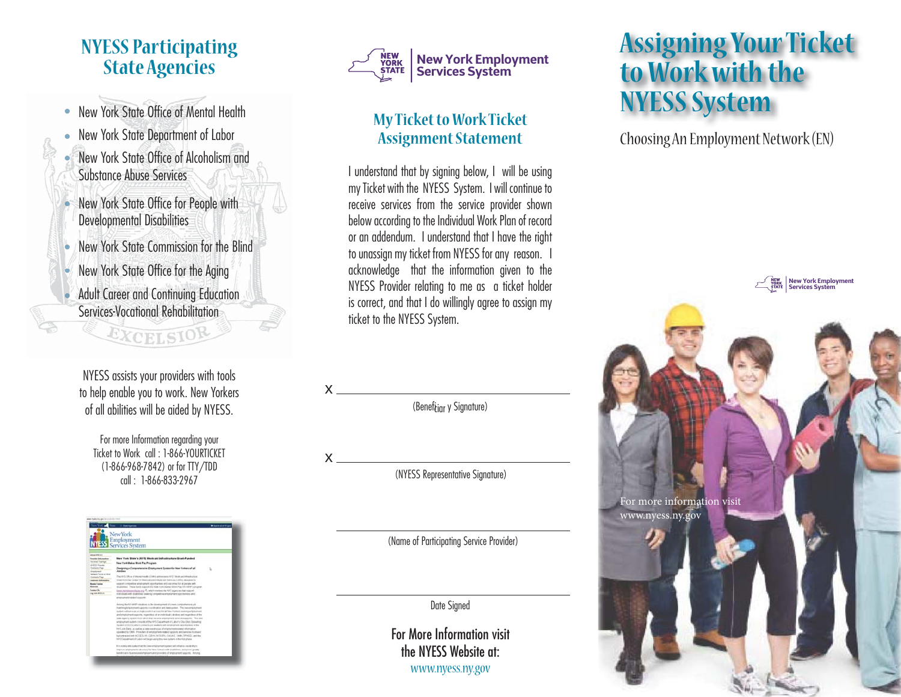## NYESS Participating State Agencies

- New York State Office of Mental Health
- New York State Department of Labor
- New York State Office of Alcoholism and Substance Abuse Services
- New York State Office for People with Developmental Disabilities
- New York State Commission for the Blind
- New York State Office for the Aging
- Adult Career and Continuing Education Services-Vocational Rehabilitation

NYESS assists your providers with tools to help enable you to work. New Yorkers of all abilities will be aided by NYESS.

For more Information regarding your Ticket to Work call : 1-866-YOURTICKET (1-866-968-7842) or for TTY/TDD call : 1-866-833-2967

New York Employment Services System

## My Ticket to Work Ticket Assignment Statement

I understand that by signing below, I will be using my Ticket with the NYESS System. I will continue to receive services from the service provider shown below according to the Individual Work Plan of record or an addendum. I understand that I have the right to unassign my ticket from NYESS for any reason. I acknowledge that the information given to the NYESS Provider relating to me as a ticket holder is correct, and that I do willingly agree to assign my ticket to the NYESS System.

X ______________________________

(Beneficiary Signature)

X ______________________________

(NYESS Representative Signature)

______________________________

(Name of Participating Service Provider)

______________________________

Date Signed

For More Information visit the NYESS Website at:
www.nyess.ny.gov

# Assigning Your Ticket to Work with the NYESS System

Choosing An Employment Network (EN)

New York Employment Services System

For more information visit www.nyess.ny.gov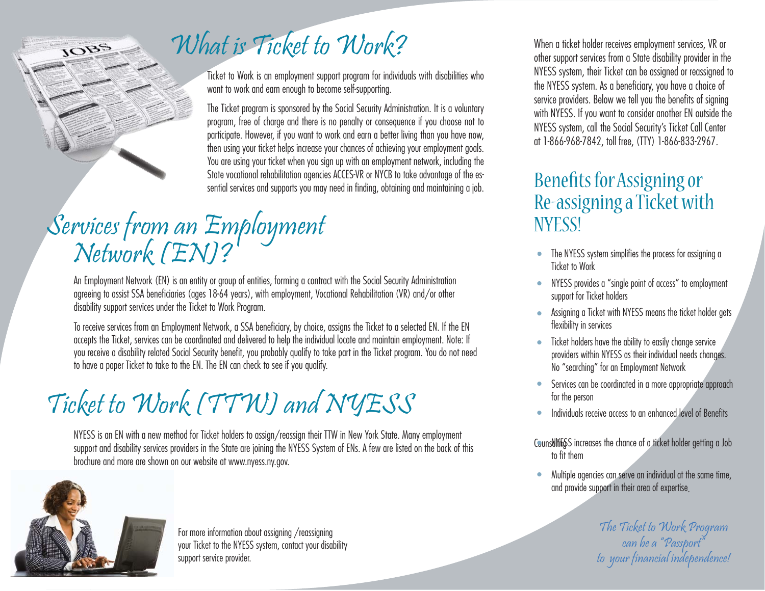# What is Ticket to Work?

Ticket to Work is an employment support program for individuals with disabilities who want to work and earn enough to become self-supporting.

The Ticket program is sponsored by the Social Security Administration. It is a voluntary program, free of charge and there is no penalty or consequence if you choose not to participate. However, if you want to work and earn a better living than you have now, then using your ticket helps increase your chances of achieving your employment goals. You are using your ticket when you sign up with an employment network, including the State vocational rehabilitation agencies ACCES-VR or NYCB to take advantage of the essential services and supports you may need in finding, obtaining and maintaining a job.

# Services from an Employment Network (EN)?

An Employment Network (EN) is an entity or group of entities, forming a contract with the Social Security Administration agreeing to assist SSA beneficiaries (ages 18-64 years), with employment, Vocational Rehabilitation (VR) and/or other disability support services under the Ticket to Work Program.

To receive services from an Employment Network, a SSA beneficiary, by choice, assigns the Ticket to a selected EN. If the EN accepts the Ticket, services can be coordinated and delivered to help the individual locate and maintain employment. Note: If you receive a disability related Social Security benefit, you probably qualify to take part in the Ticket program. You do not need to have a paper Ticket to take to the EN. The EN can check to see if you qualify.

# Ticket to Work (TTW) and NYESS

NYESS is an EN with a new method for Ticket holders to assign/reassign their TTW in New York State. Many employment support and disability services providers in the State are joining the NYESS System of ENs. A few are listed on the back of this brochure and more are shown on our website at www.nyess.ny.gov.

For more information about assigning /reassigning your Ticket to the NYESS system, contact your disability support service provider.

When a ticket holder receives employment services, VR or other support services from a State disability provider in the NYESS system, their Ticket can be assigned or reassigned to the NYESS system. As a beneficiary, you have a choice of service providers. Below we tell you the benefits of signing with NYESS. If you want to consider another EN outside the NYESS system, call the Social Security's Ticket Call Center at 1-866-968-7842, toll free, (TTY) 1-866-833-2967.

## Benefits for Assigning or Re-assigning a Ticket with NYESS!

- The NYESS system simplifies the process for assigning a Ticket to Work
- NYESS provides a "single point of access" to employment support for Ticket holders
- Assigning a Ticket with NYESS means the ticket holder gets flexibility in services
- Ticket holders have the ability to easily change service providers within NYESS as their individual needs changes. No "searching" for an Employment Network
- Services can be coordinated in a more appropriate approach for the person
- Individuals receive access to an enhanced level of Benefits Counseling
- NYESS increases the chance of a ticket holder getting a Job to fit them
- Multiple agencies can serve an individual at the same time, and provide support in their area of expertise.

*The Ticket to Work Program can be a "Passport" to your financial independence!*